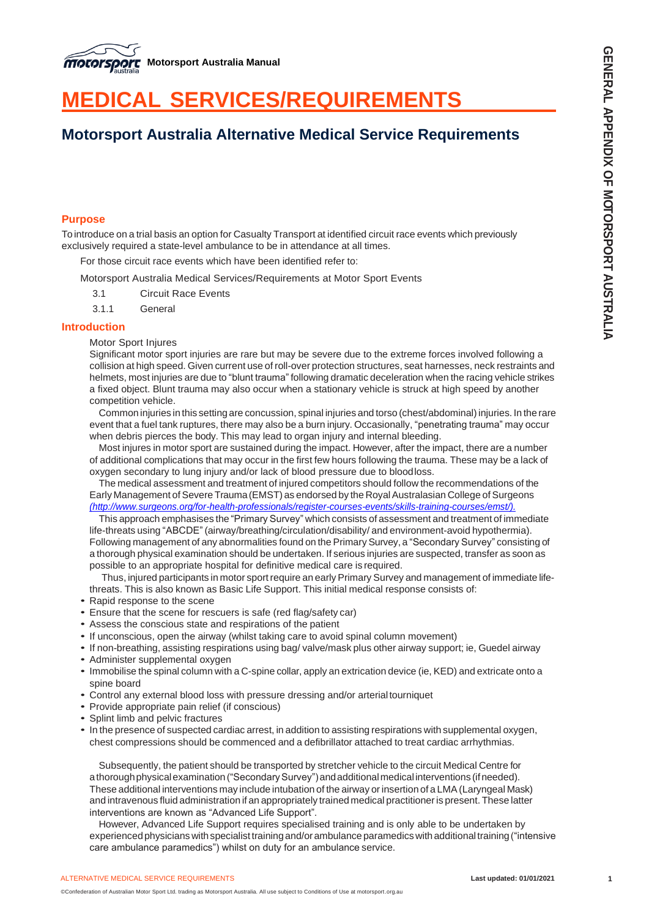# MEDICAL SERVICES/REQUIREMENTS

## Motorsport Australia Alternative Medical Service Requirements

### Purpose

To introduce on a trial basis an option for Casualty Transport at identified circuit race events which previously exclusively required a state-level ambulance to be in attendance at all times.

For those circuit race events which have been identified refer to:

Motorsport Australia Medical Services/Requirements at Motor Sport Events

3.1 Circuit Race Events

3.1.1 General

### Introduction

Motor Sport Injures

Significant motor sport injuries are rare but may be severe due to the extreme forces involved following a collision at high speed. Given current use of roll-over protection structures, seat harnesses, neck restraints and helmets, most injuries are due to "blunt trauma" following dramatic deceleration when the racing vehicle strikes a fixed object. Blunt trauma may also occur when a stationary vehicle is struck at high speed by another competition vehicle.

Common injuries in this setting are concussion, spinal injuries and torso (chest/abdominal) injuries. In the rare event that a fuel tank ruptures, there may also be a burn injury. Occasionally, "penetrating trauma" may occur when debris pierces the body. This may lead to organ injury and internal bleeding.

Most injures in motor sport are sustained during the impact. However, after the impact, there are a number of additional complications that may occur in the first few hours following the trauma. These may be a lack of oxygen secondary to lung injury and/or lack of blood pressure due to blood loss.

The medical assessment and treatment of injured competitors should follow the recommendations of the Early Management of Severe Trauma (EMST) as endorsed by the Royal Australasian College of Surgeons *(http://www.surgeons.org/for-health-professionals/register-courses-events/skills-training-courses/emst/).*

This approach emphasises the "Primary Survey" which consists of assessment and treatment of immediate life-threats using "ABCDE" (airway/breathing/circulation/disability/ and environment-avoid hypothermia). Following management of any abnormalities found on the Primary Survey, a "Secondary Survey" consisting of a thorough physical examination should be undertaken. If serious injuries are suspected, transfer as soon as possible to an appropriate hospital for definitive medical care is required.

Thus, injured participants in motor sport require an early Primary Survey and management of immediate life-threats. This is also known as Basic Life Support. This initial medical response consists of:

- Rapid response to the scene
- Ensure that the scene for rescuers is safe (red flag/safety car)
- Assess the conscious state and respirations of the patient
- If unconscious, open the airway (whilst taking care to avoid spinal column movement)
- If non-breathing, assisting respirations using bag/ valve/mask plus other airway support; ie, Guedel airway
- Administer supplemental oxygen
- Immobilise the spinal column with a C-spine collar, apply an extrication device (ie, KED) and extricate onto a spine board
- Control any external blood loss with pressure dressing and/or arterial tourniquet
- Provide appropriate pain relief (if conscious)
- Splint limb and pelvic fractures
- In the presence of suspected cardiac arrest, in addition to assisting respirations with supplemental oxygen, chest compressions should be commenced and a defibrillator attached to treat cardiac arrhythmias.

Subsequently, the patient should be transported by stretcher vehicle to the circuit Medical Centre for a thorough physical examination ("Secondary Survey") and additional medical interventions (if needed). These additional interventions may include intubation of the airway or insertion of a LMA (Laryngeal Mask) and intravenous fluid administration if an appropriately trained medical practitioner is present. These latter interventions are known as "Advanced Life Support".

However, Advanced Life Support requires specialised training and is only able to be undertaken by experienced physicians with specialist training and/or ambulance paramedics with additional training ("intensive care ambulance paramedics") whilst on duty for an ambulance service.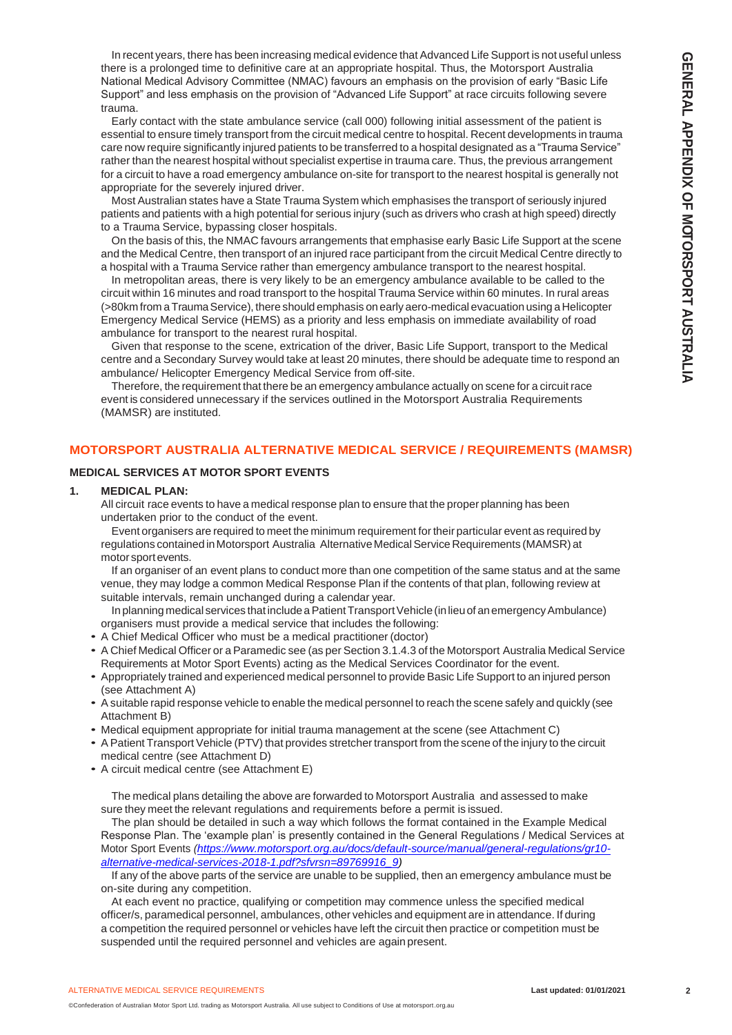In recent years, there has been increasing medical evidence that Advanced Life Support is not useful unless there is a prolonged time to definitive care at an appropriate hospital. Thus, the Motorsport Australia National Medical Advisory Committee (NMAC) favours an emphasis on the provision of early "Basic Life Support" and less emphasis on the provision of "Advanced Life Support" at race circuits following severe trauma.

Early contact with the state ambulance service (call 000) following initial assessment of the patient is essential to ensure timely transport from the circuit medical centre to hospital. Recent developments in trauma care now require significantly injured patients to be transferred to a hospital designated as a "Trauma Service" rather than the nearest hospital without specialist expertise in trauma care. Thus, the previous arrangement for a circuit to have a road emergency ambulance on-site for transport to the nearest hospital is generally not appropriate for the severely injured driver.

Most Australian states have a State Trauma System which emphasises the transport of seriously injured patients and patients with a high potential for serious injury (such as drivers who crash at high speed) directly to a Trauma Service, bypassing closer hospitals.

On the basis of this, the NMAC favours arrangements that emphasise early Basic Life Support at the scene and the Medical Centre, then transport of an injured race participant from the circuit Medical Centre directly to a hospital with a Trauma Service rather than emergency ambulance transport to the nearest hospital.

In metropolitan areas, there is very likely to be an emergency ambulance available to be called to the circuit within 16 minutes and road transport to the hospital Trauma Service within 60 minutes. In rural areas (>80km from a Trauma Service), there should emphasis on early aero-medical evacuation using a Helicopter Emergency Medical Service (HEMS) as a priority and less emphasis on immediate availability of road ambulance for transport to the nearest rural hospital.

Given that response to the scene, extrication of the driver, Basic Life Support, transport to the Medical centre and a Secondary Survey would take at least 20 minutes, there should be adequate time to respond an ambulance/ Helicopter Emergency Medical Service from off-site.

Therefore, the requirement that there be an emergency ambulance actually on scene for a circuit race event is considered unnecessary if the services outlined in the Motorsport Australia Requirements (MAMSR) are instituted.

## MOTORSPORT AUSTRALIA ALTERNATIVE MEDICAL SERVICE / REQUIREMENTS (MAMSR)

### MEDICAL SERVICES AT MOTOR SPORT EVENTS

**1. MEDICAL PLAN:**

All circuit race events to have a medical response plan to ensure that the proper planning has been undertaken prior to the conduct of the event.

Event organisers are required to meet the minimum requirement for their particular event as required by regulations contained in Motorsport Australia Alternative Medical Service Requirements (MAMSR) at motor sport events.

If an organiser of an event plans to conduct more than one competition of the same status and at the same venue, they may lodge a common Medical Response Plan if the contents of that plan, following review at suitable intervals, remain unchanged during a calendar year.

In planning medical services that include a Patient Transport Vehicle (in lieu of an emergency Ambulance) organisers must provide a medical service that includes the following:

- A Chief Medical Officer who must be a medical practitioner (doctor)
- A Chief Medical Officer or a Paramedic see (as per Section 3.1.4.3 of the Motorsport Australia Medical Service Requirements at Motor Sport Events) acting as the Medical Services Coordinator for the event.
- Appropriately trained and experienced medical personnel to provide Basic Life Support to an injured person (see Attachment A)
- A suitable rapid response vehicle to enable the medical personnel to reach the scene safely and quickly (see Attachment B)
- Medical equipment appropriate for initial trauma management at the scene (see Attachment C)
- A Patient Transport Vehicle (PTV) that provides stretcher transport from the scene of the injury to the circuit medical centre (see Attachment D)
- A circuit medical centre (see Attachment E)

The medical plans detailing the above are forwarded to Motorsport Australia and assessed to make sure they meet the relevant regulations and requirements before a permit is issued.

The plan should be detailed in such a way which follows the format contained in the Example Medical Response Plan. The 'example plan' is presently contained in the General Regulations / Medical Services at Motor Sport Events *(https://www.motorsport.org.au/docs/default-source/manual/general-regulations/gr10-alternative-medical-services-2018-1.pdf?sfvrsn=89769916_9)*

If any of the above parts of the service are unable to be supplied, then an emergency ambulance must be on-site during any competition.

At each event no practice, qualifying or competition may commence unless the specified medical officer/s, paramedical personnel, ambulances, other vehicles and equipment are in attendance. If during a competition the required personnel or vehicles have left the circuit then practice or competition must be suspended until the required personnel and vehicles are again present.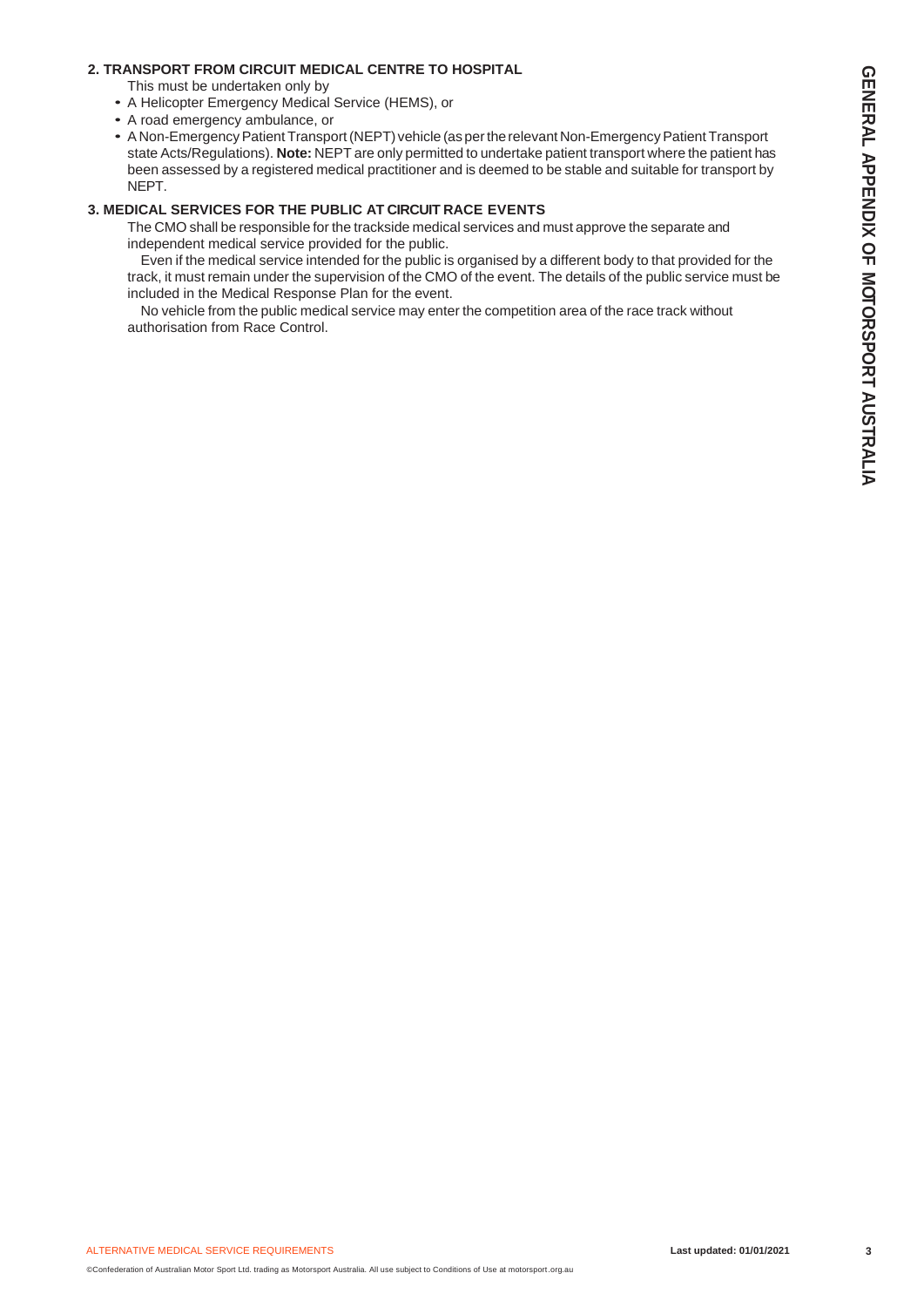## 2. TRANSPORT FROM CIRCUIT MEDICAL CENTRE TO HOSPITAL

This must be undertaken only by

- A Helicopter Emergency Medical Service (HEMS), or
- A road emergency ambulance, or
- A Non-Emergency Patient Transport (NEPT) vehicle (as per the relevant Non-Emergency Patient Transport state Acts/Regulations). **Note:** NEPT are only permitted to undertake patient transport where the patient has been assessed by a registered medical practitioner and is deemed to be stable and suitable for transport by NEPT.

## 3. MEDICAL SERVICES FOR THE PUBLIC AT CIRCUIT RACE EVENTS

The CMO shall be responsible for the trackside medical services and must approve the separate and independent medical service provided for the public.

Even if the medical service intended for the public is organised by a different body to that provided for the track, it must remain under the supervision of the CMO of the event. The details of the public service must be included in the Medical Response Plan for the event.

No vehicle from the public medical service may enter the competition area of the race track without authorisation from Race Control.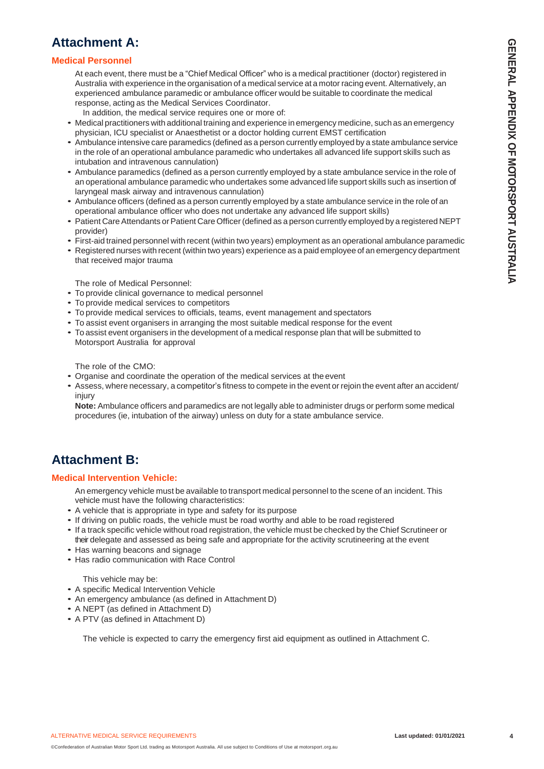# Attachment A:

## Medical Personnel

At each event, there must be a "Chief Medical Officer" who is a medical practitioner (doctor) registered in Australia with experience in the organisation of a medical service at a motor racing event. Alternatively, an experienced ambulance paramedic or ambulance officer would be suitable to coordinate the medical response, acting as the Medical Services Coordinator.

In addition, the medical service requires one or more of:

- Medical practitioners with additional training and experience in emergency medicine, such as an emergency physician, ICU specialist or Anaesthetist or a doctor holding current EMST certification
- Ambulance intensive care paramedics (defined as a person currently employed by a state ambulance service in the role of an operational ambulance paramedic who undertakes all advanced life support skills such as intubation and intravenous cannulation)
- Ambulance paramedics (defined as a person currently employed by a state ambulance service in the role of an operational ambulance paramedic who undertakes some advanced life support skills such as insertion of laryngeal mask airway and intravenous cannulation)
- Ambulance officers (defined as a person currently employed by a state ambulance service in the role of an operational ambulance officer who does not undertake any advanced life support skills)
- Patient Care Attendants or Patient Care Officer (defined as a person currently employed by a registered NEPT provider)
- First-aid trained personnel with recent (within two years) employment as an operational ambulance paramedic
- Registered nurses with recent (within two years) experience as a paid employee of an emergency department that received major trauma

The role of Medical Personnel:

- To provide clinical governance to medical personnel
- To provide medical services to competitors
- To provide medical services to officials, teams, event management and spectators
- To assist event organisers in arranging the most suitable medical response for the event
- To assist event organisers in the development of a medical response plan that will be submitted to Motorsport Australia for approval

The role of the CMO:

- Organise and coordinate the operation of the medical services at the event
- Assess, where necessary, a competitor's fitness to compete in the event or rejoin the event after an accident/ injury

**Note:** Ambulance officers and paramedics are not legally able to administer drugs or perform some medical procedures (ie, intubation of the airway) unless on duty for a state ambulance service.

# Attachment B:

## Medical Intervention Vehicle:

An emergency vehicle must be available to transport medical personnel to the scene of an incident. This vehicle must have the following characteristics:

- A vehicle that is appropriate in type and safety for its purpose
- If driving on public roads, the vehicle must be road worthy and able to be road registered
- If a track specific vehicle without road registration, the vehicle must be checked by the Chief Scrutineer or their delegate and assessed as being safe and appropriate for the activity scrutineering at the event
- Has warning beacons and signage
- Has radio communication with Race Control

This vehicle may be:

- A specific Medical Intervention Vehicle
- An emergency ambulance (as defined in Attachment D)
- A NEPT (as defined in Attachment D)
- A PTV (as defined in Attachment D)

The vehicle is expected to carry the emergency first aid equipment as outlined in Attachment C.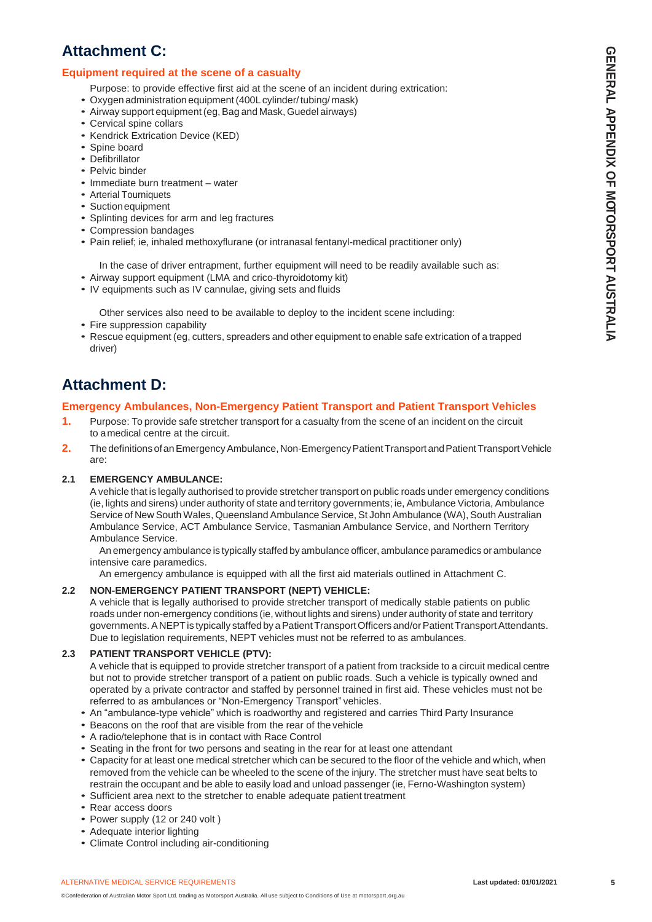## Attachment C:

### Equipment required at the scene of a casualty

Purpose: to provide effective first aid at the scene of an incident during extrication:

- Oxygen administration equipment (400L cylinder/ tubing/ mask)
- Airway support equipment (eg, Bag and Mask, Guedel airways)
- Cervical spine collars
- Kendrick Extrication Device (KED)
- Spine board
- Defibrillator
- Pelvic binder
- Immediate burn treatment – water
- Arterial Tourniquets
- Suction equipment
- Splinting devices for arm and leg fractures
- Compression bandages
- Pain relief; ie, inhaled methoxyflurane (or intranasal fentanyl-medical practitioner only)

In the case of driver entrapment, further equipment will need to be readily available such as:

- Airway support equipment (LMA and crico-thyroidotomy kit)
- IV equipments such as IV cannulae, giving sets and fluids

Other services also need to be available to deploy to the incident scene including:

- Fire suppression capability
- Rescue equipment (eg, cutters, spreaders and other equipment to enable safe extrication of a trapped driver)

## Attachment D:

### Emergency Ambulances, Non-Emergency Patient Transport and Patient Transport Vehicles

1. Purpose: To provide safe stretcher transport for a casualty from the scene of an incident on the circuit to a medical centre at the circuit.
2. The definitions of an Emergency Ambulance, Non-Emergency Patient Transport and Patient Transport Vehicle are:

**2.1 EMERGENCY AMBULANCE:**

A vehicle that is legally authorised to provide stretcher transport on public roads under emergency conditions (ie, lights and sirens) under authority of state and territory governments; ie, Ambulance Victoria, Ambulance Service of New South Wales, Queensland Ambulance Service, St John Ambulance (WA), South Australian Ambulance Service, ACT Ambulance Service, Tasmanian Ambulance Service, and Northern Territory Ambulance Service.

An emergency ambulance is typically staffed by ambulance officer, ambulance paramedics or ambulance intensive care paramedics.

An emergency ambulance is equipped with all the first aid materials outlined in Attachment C.

**2.2 NON-EMERGENCY PATIENT TRANSPORT (NEPT) VEHICLE:**

A vehicle that is legally authorised to provide stretcher transport of medically stable patients on public roads under non-emergency conditions (ie, without lights and sirens) under authority of state and territory governments. A NEPT is typically staffed by a Patient Transport Officers and/or Patient Transport Attendants. Due to legislation requirements, NEPT vehicles must not be referred to as ambulances.

**2.3 PATIENT TRANSPORT VEHICLE (PTV):**

A vehicle that is equipped to provide stretcher transport of a patient from trackside to a circuit medical centre but not to provide stretcher transport of a patient on public roads. Such a vehicle is typically owned and operated by a private contractor and staffed by personnel trained in first aid. These vehicles must not be referred to as ambulances or "Non-Emergency Transport" vehicles.

- An "ambulance-type vehicle" which is roadworthy and registered and carries Third Party Insurance
- Beacons on the roof that are visible from the rear of the vehicle
- A radio/telephone that is in contact with Race Control
- Seating in the front for two persons and seating in the rear for at least one attendant
- Capacity for at least one medical stretcher which can be secured to the floor of the vehicle and which, when removed from the vehicle can be wheeled to the scene of the injury. The stretcher must have seat belts to restrain the occupant and be able to easily load and unload passenger (ie, Ferno-Washington system)
- Sufficient area next to the stretcher to enable adequate patient treatment
- Rear access doors
- Power supply (12 or 240 volt )
- Adequate interior lighting
- Climate Control including air-conditioning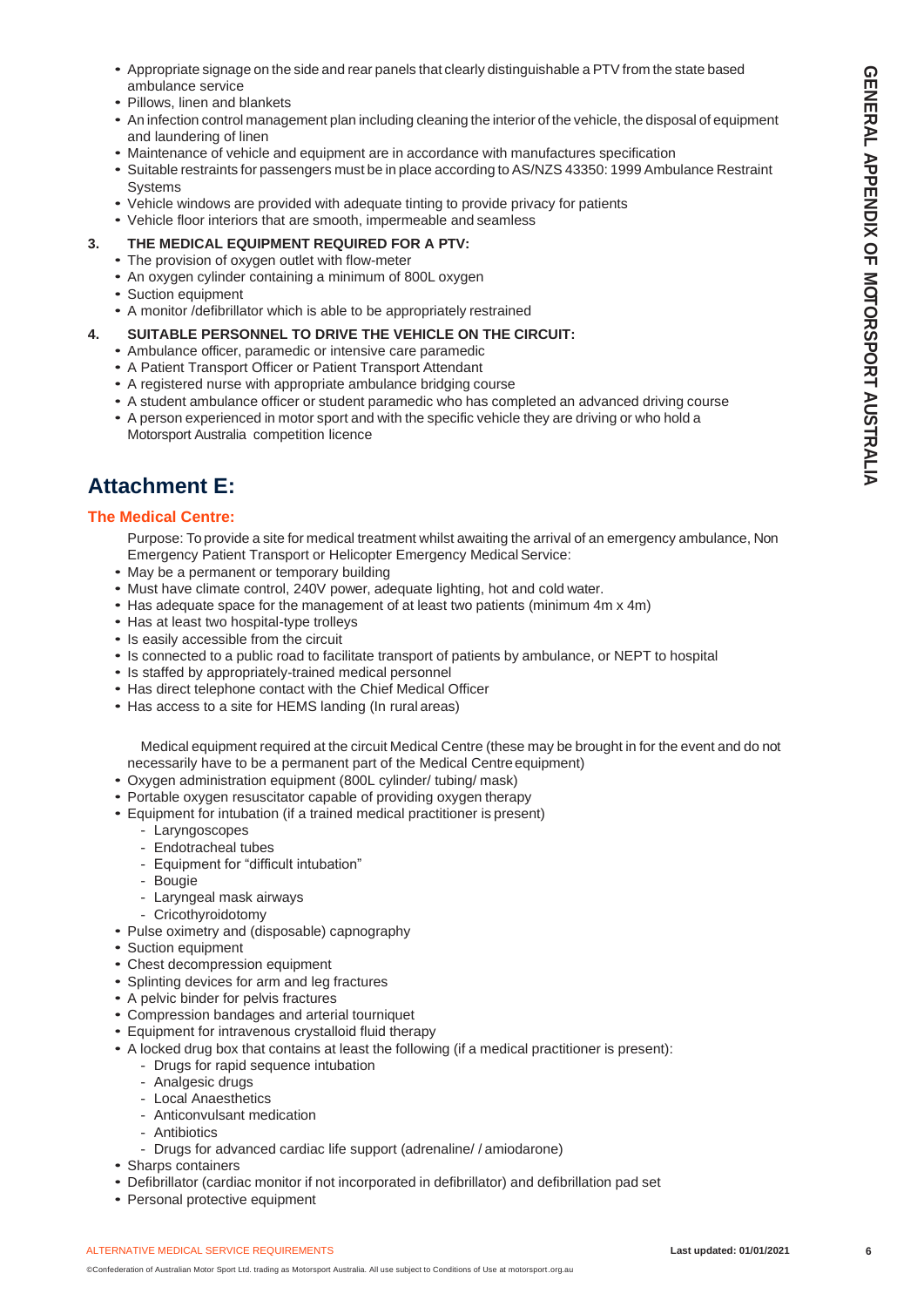- Appropriate signage on the side and rear panels that clearly distinguishable a PTV from the state based ambulance service
- Pillows, linen and blankets
- An infection control management plan including cleaning the interior of the vehicle, the disposal of equipment and laundering of linen
- Maintenance of vehicle and equipment are in accordance with manufactures specification
- Suitable restraints for passengers must be in place according to AS/NZS 43350: 1999 Ambulance Restraint Systems
- Vehicle windows are provided with adequate tinting to provide privacy for patients
- Vehicle floor interiors that are smooth, impermeable and seamless

**3. THE MEDICAL EQUIPMENT REQUIRED FOR A PTV:**

- The provision of oxygen outlet with flow-meter
- An oxygen cylinder containing a minimum of 800L oxygen
- Suction equipment
- A monitor /defibrillator which is able to be appropriately restrained

**4. SUITABLE PERSONNEL TO DRIVE THE VEHICLE ON THE CIRCUIT:**

- Ambulance officer, paramedic or intensive care paramedic
- A Patient Transport Officer or Patient Transport Attendant
- A registered nurse with appropriate ambulance bridging course
- A student ambulance officer or student paramedic who has completed an advanced driving course
- A person experienced in motor sport and with the specific vehicle they are driving or who hold a Motorsport Australia competition licence

# Attachment E:

## The Medical Centre:

Purpose: To provide a site for medical treatment whilst awaiting the arrival of an emergency ambulance, Non Emergency Patient Transport or Helicopter Emergency Medical Service:

- May be a permanent or temporary building
- Must have climate control, 240V power, adequate lighting, hot and cold water.
- Has adequate space for the management of at least two patients (minimum 4m x 4m)
- Has at least two hospital-type trolleys
- Is easily accessible from the circuit
- Is connected to a public road to facilitate transport of patients by ambulance, or NEPT to hospital
- Is staffed by appropriately-trained medical personnel
- Has direct telephone contact with the Chief Medical Officer
- Has access to a site for HEMS landing (In rural areas)

Medical equipment required at the circuit Medical Centre (these may be brought in for the event and do not necessarily have to be a permanent part of the Medical Centre equipment)

- Oxygen administration equipment (800L cylinder/ tubing/ mask)
- Portable oxygen resuscitator capable of providing oxygen therapy
- Equipment for intubation (if a trained medical practitioner is present)
  - Laryngoscopes
  - Endotracheal tubes
  - Equipment for "difficult intubation"
  - Bougie
  - Laryngeal mask airways
  - Cricothyroidotomy
- Pulse oximetry and (disposable) capnography
- Suction equipment
- Chest decompression equipment
- Splinting devices for arm and leg fractures
- A pelvic binder for pelvis fractures
- Compression bandages and arterial tourniquet
- Equipment for intravenous crystalloid fluid therapy
- A locked drug box that contains at least the following (if a medical practitioner is present):
  - Drugs for rapid sequence intubation
  - Analgesic drugs
  - Local Anaesthetics
  - Anticonvulsant medication
  - Antibiotics
  - Drugs for advanced cardiac life support (adrenaline/ / amiodarone)
- Sharps containers
- Defibrillator (cardiac monitor if not incorporated in defibrillator) and defibrillation pad set
- Personal protective equipment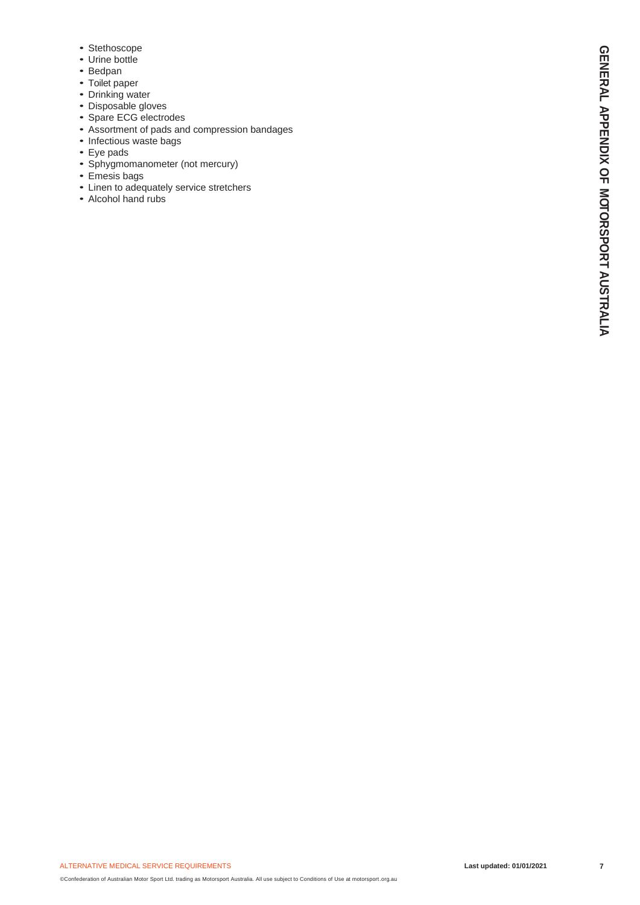- Stethoscope
- Urine bottle
- Bedpan
- Toilet paper
- Drinking water
- Disposable gloves
- Spare ECG electrodes
- Assortment of pads and compression bandages
- Infectious waste bags
- Eye pads
- Sphygmomanometer (not mercury)
- Emesis bags
- Linen to adequately service stretchers
- Alcohol hand rubs